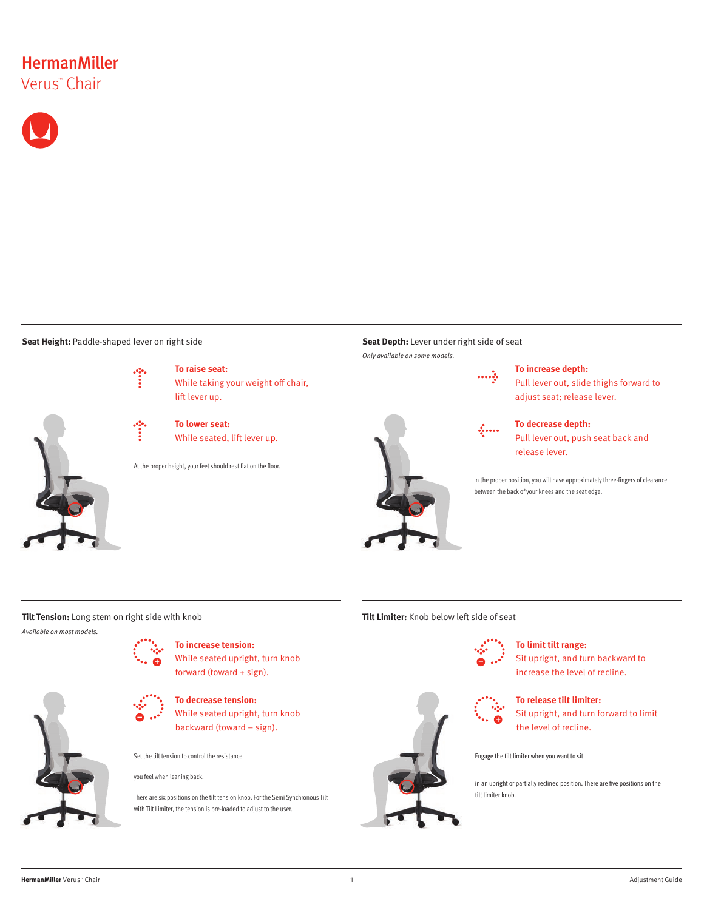# HermanMiller
## Verus™ Chair

**Seat Height:** Paddle-shaped lever on right side

**To raise seat:**
While taking your weight off chair, lift lever up.

**To lower seat:**
While seated, lift lever up.

At the proper height, your feet should rest flat on the floor.

**Seat Depth:** Lever under right side of seat

*Only available on some models.*

**To increase depth:**
Pull lever out, slide thighs forward to adjust seat; release lever.

**To decrease depth:**
Pull lever out, push seat back and release lever.

In the proper position, you will have approximately three-fingers of clearance between the back of your knees and the seat edge.

**Tilt Tension:** Long stem on right side with knob

*Available on most models.*

**To increase tension:**
While seated upright, turn knob forward (toward + sign).

**To decrease tension:**
While seated upright, turn knob backward (toward – sign).

Set the tilt tension to control the resistance

you feel when leaning back.

There are six positions on the tilt tension knob. For the Semi Synchronous Tilt with Tilt Limiter, the tension is pre-loaded to adjust to the user.

**Tilt Limiter:** Knob below left side of seat

**To limit tilt range:**
Sit upright, and turn backward to increase the level of recline.

**To release tilt limiter:**
Sit upright, and turn forward to limit the level of recline.

Engage the tilt limiter when you want to sit

in an upright or partially reclined position. There are five positions on the tilt limiter knob.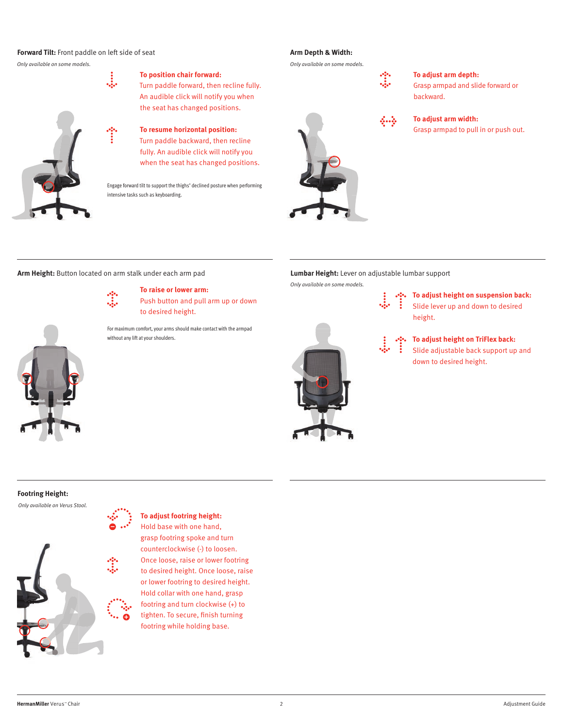**Forward Tilt:** Front paddle on left side of seat

*Only available on some models.*

**To position chair forward:**
Turn paddle forward, then recline fully. An audible click will notify you when the seat has changed positions.

**To resume horizontal position:**
Turn paddle backward, then recline fully. An audible click will notify you when the seat has changed positions.

Engage forward tilt to support the thighs' declined posture when performing intensive tasks such as keyboarding.

**Arm Depth & Width:**

*Only available on some models.*

**To adjust arm depth:**
Grasp armpad and slide forward or backward.

**To adjust arm width:**
Grasp armpad to pull in or push out.

**Arm Height:** Button located on arm stalk under each arm pad

**To raise or lower arm:**
Push button and pull arm up or down to desired height.

For maximum comfort, your arms should make contact with the armpad without any lift at your shoulders.

**Lumbar Height:** Lever on adjustable lumbar support

*Only available on some models.*

**To adjust height on suspension back:**
Slide lever up and down to desired height.

**To adjust height on TriFlex back:**
Slide adjustable back support up and down to desired height.

**Footring Height:**

*Only available on Verus Stool.*

**To adjust footring height:**
Hold base with one hand, grasp footring spoke and turn counterclockwise (-) to loosen. Once loose, raise or lower footring to desired height. Once loose, raise or lower footring to desired height. Hold collar with one hand, grasp footring and turn clockwise (+) to tighten. To secure, finish turning footring while holding base.